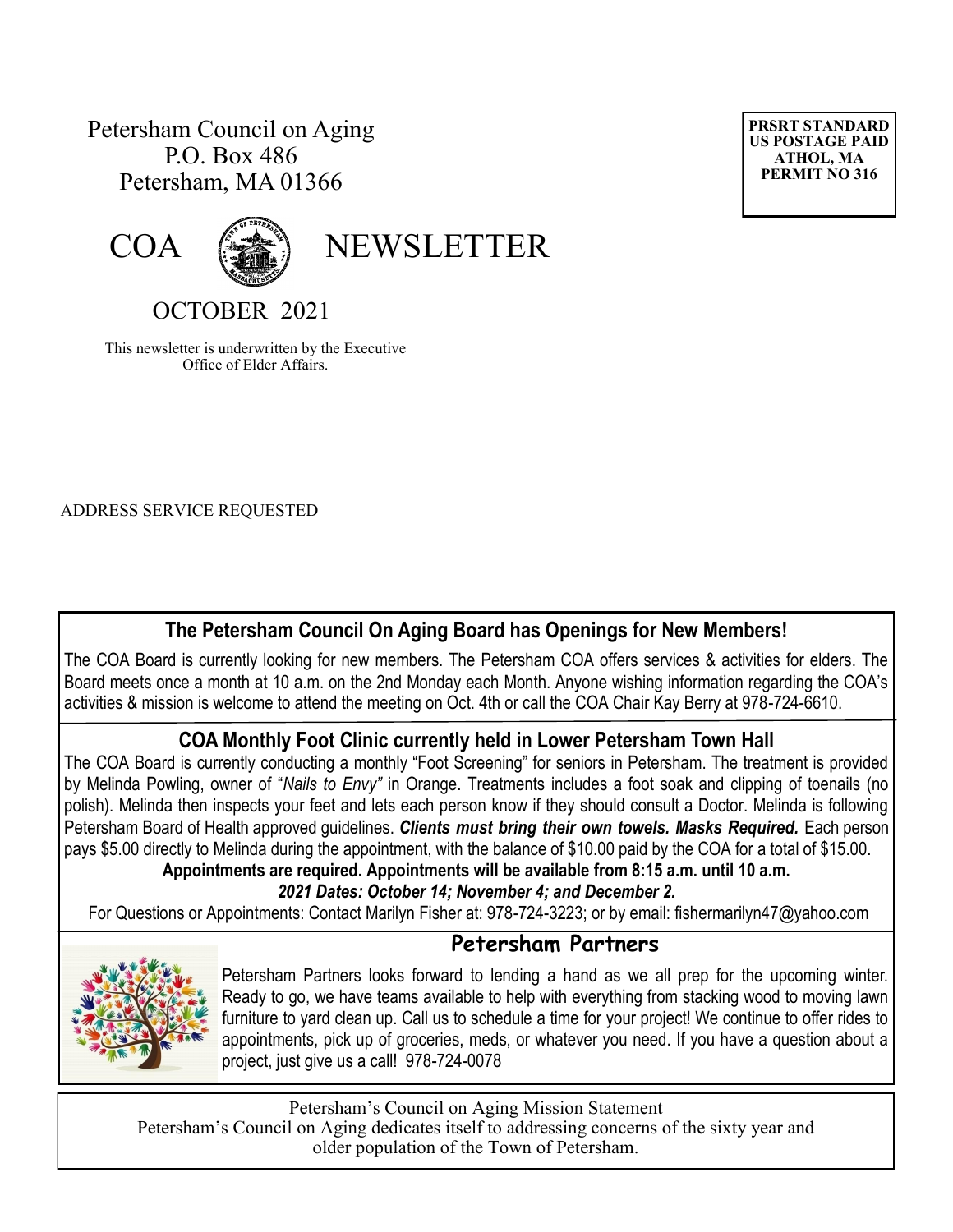Petersham Council on Aging
P.O. Box 486
Petersham, MA 01366

**PRSRT STANDARD**
**US POSTAGE PAID**
**ATHOL, MA**
**PERMIT NO 316**

# COA NEWSLETTER

## OCTOBER 2021

This newsletter is underwritten by the Executive Office of Elder Affairs.

ADDRESS SERVICE REQUESTED

### The Petersham Council On Aging Board has Openings for New Members!

The COA Board is currently looking for new members. The Petersham COA offers services & activities for elders. The Board meets once a month at 10 a.m. on the 2nd Monday each Month. Anyone wishing information regarding the COA's activities & mission is welcome to attend the meeting on Oct. 4th or call the COA Chair Kay Berry at 978-724-6610.

### COA Monthly Foot Clinic currently held in Lower Petersham Town Hall

The COA Board is currently conducting a monthly "Foot Screening" for seniors in Petersham. The treatment is provided by Melinda Powling, owner of "*Nails to Envy"* in Orange. Treatments includes a foot soak and clipping of toenails (no polish). Melinda then inspects your feet and lets each person know if they should consult a Doctor. Melinda is following Petersham Board of Health approved guidelines. ***Clients must bring their own towels. Masks Required.*** Each person pays $5.00 directly to Melinda during the appointment, with the balance of $10.00 paid by the COA for a total of $15.00.

**Appointments are required. Appointments will be available from 8:15 a.m. until 10 a.m.**

***2021 Dates: October 14; November 4; and December 2.***

For Questions or Appointments: Contact Marilyn Fisher at: 978-724-3223; or by email: fishermarilyn47@yahoo.com

### Petersham Partners

Petersham Partners looks forward to lending a hand as we all prep for the upcoming winter. Ready to go, we have teams available to help with everything from stacking wood to moving lawn furniture to yard clean up. Call us to schedule a time for your project! We continue to offer rides to appointments, pick up of groceries, meds, or whatever you need. If you have a question about a project, just give us a call! 978-724-0078

Petersham's Council on Aging Mission Statement
Petersham's Council on Aging dedicates itself to addressing concerns of the sixty year and older population of the Town of Petersham.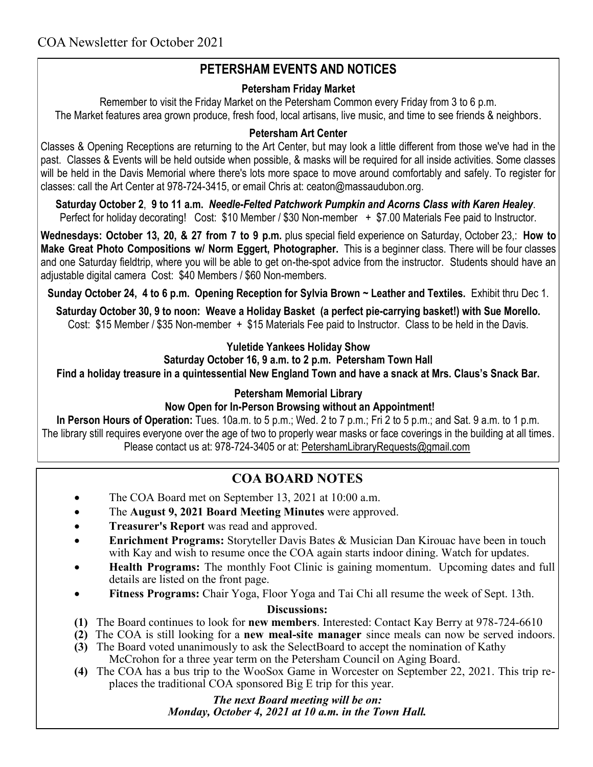COA Newsletter for October 2021

## PETERSHAM EVENTS AND NOTICES

### Petersham Friday Market

Remember to visit the Friday Market on the Petersham Common every Friday from 3 to 6 p.m.
The Market features area grown produce, fresh food, local artisans, live music, and time to see friends & neighbors.

### Petersham Art Center

Classes & Opening Receptions are returning to the Art Center, but may look a little different from those we've had in the past. Classes & Events will be held outside when possible, & masks will be required for all inside activities. Some classes will be held in the Davis Memorial where there's lots more space to move around comfortably and safely. To register for classes: call the Art Center at 978-724-3415, or email Chris at: ceaton@massaudubon.org.

**Saturday October 2**, **9 to 11 a.m.** ***Needle-Felted Patchwork Pumpkin and Acorns Class with Karen Healey***.
Perfect for holiday decorating! Cost: $10 Member / $30 Non-member + $7.00 Materials Fee paid to Instructor.

**Wednesdays: October 13, 20, & 27 from 7 to 9 p.m.** plus special field experience on Saturday, October 23,: **How to Make Great Photo Compositions w/ Norm Eggert, Photographer.** This is a beginner class. There will be four classes and one Saturday fieldtrip, where you will be able to get on-the-spot advice from the instructor. Students should have an adjustable digital camera Cost: $40 Members / $60 Non-members.

**Sunday October 24, 4 to 6 p.m. Opening Reception for Sylvia Brown ~ Leather and Textiles.** Exhibit thru Dec 1.

**Saturday October 30, 9 to noon: Weave a Holiday Basket (a perfect pie-carrying basket!) with Sue Morello.**
Cost: $15 Member / $35 Non-member + $15 Materials Fee paid to Instructor. Class to be held in the Davis.

### Yuletide Yankees Holiday Show

**Saturday October 16, 9 a.m. to 2 p.m. Petersham Town Hall**
**Find a holiday treasure in a quintessential New England Town and have a snack at Mrs. Claus's Snack Bar.**

### Petersham Memorial Library

**Now Open for In-Person Browsing without an Appointment!**

**In Person Hours of Operation:** Tues. 10a.m. to 5 p.m.; Wed. 2 to 7 p.m.; Fri 2 to 5 p.m.; and Sat. 9 a.m. to 1 p.m.
The library still requires everyone over the age of two to properly wear masks or face coverings in the building at all times.
Please contact us at: 978-724-3405 or at: PetershamLibraryRequests@gmail.com

## COA BOARD NOTES

- The COA Board met on September 13, 2021 at 10:00 a.m.
- The **August 9, 2021 Board Meeting Minutes** were approved.
- **Treasurer's Report** was read and approved.
- **Enrichment Programs:** Storyteller Davis Bates & Musician Dan Kirouac have been in touch with Kay and wish to resume once the COA again starts indoor dining. Watch for updates.
- **Health Programs:** The monthly Foot Clinic is gaining momentum. Upcoming dates and full details are listed on the front page.
- **Fitness Programs:** Chair Yoga, Floor Yoga and Tai Chi all resume the week of Sept. 13th.

**Discussions:**

**(1)** The Board continues to look for **new members**. Interested: Contact Kay Berry at 978-724-6610

**(2)** The COA is still looking for a **new meal-site manager** since meals can now be served indoors.

**(3)** The Board voted unanimously to ask the SelectBoard to accept the nomination of Kathy McCrohon for a three year term on the Petersham Council on Aging Board.

**(4)** The COA has a bus trip to the WooSox Game in Worcester on September 22, 2021. This trip replaces the traditional COA sponsored Big E trip for this year.

***The next Board meeting will be on:***
***Monday, October 4, 2021 at 10 a.m. in the Town Hall.***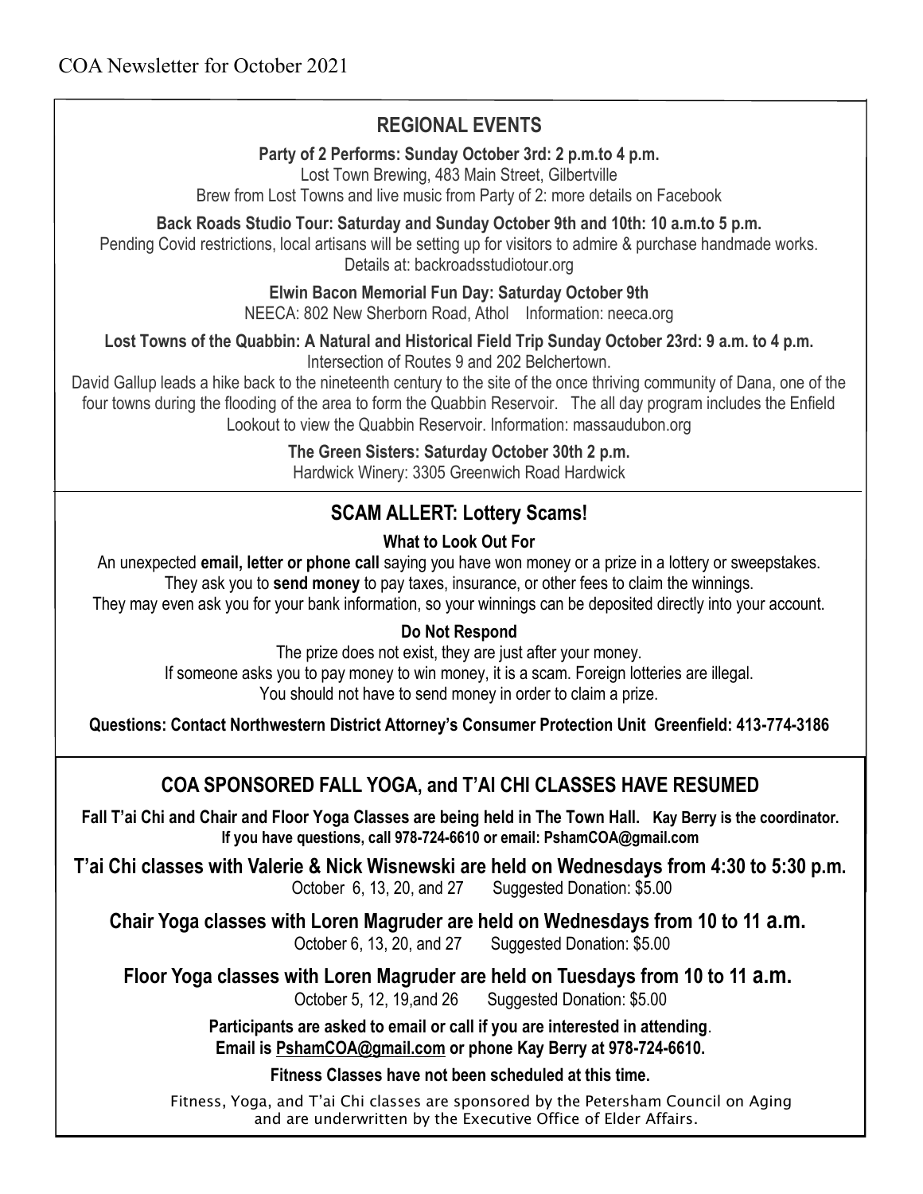COA Newsletter for October 2021

## REGIONAL EVENTS

**Party of 2 Performs: Sunday October 3rd: 2 p.m.to 4 p.m.**

Lost Town Brewing, 483 Main Street, Gilbertville

Brew from Lost Towns and live music from Party of 2: more details on Facebook

**Back Roads Studio Tour: Saturday and Sunday October 9th and 10th: 10 a.m.to 5 p.m.**

Pending Covid restrictions, local artisans will be setting up for visitors to admire & purchase handmade works. Details at: backroadsstudiotour.org

**Elwin Bacon Memorial Fun Day: Saturday October 9th**

NEECA: 802 New Sherborn Road, Athol Information: neeca.org

**Lost Towns of the Quabbin: A Natural and Historical Field Trip Sunday October 23rd: 9 a.m. to 4 p.m.**

Intersection of Routes 9 and 202 Belchertown.

David Gallup leads a hike back to the nineteenth century to the site of the once thriving community of Dana, one of the four towns during the flooding of the area to form the Quabbin Reservoir. The all day program includes the Enfield Lookout to view the Quabbin Reservoir. Information: massaudubon.org

**The Green Sisters: Saturday October 30th 2 p.m.**

Hardwick Winery: 3305 Greenwich Road Hardwick

## SCAM ALLERT: Lottery Scams!

### What to Look Out For

An unexpected **email, letter or phone call** saying you have won money or a prize in a lottery or sweepstakes.
They ask you to **send money** to pay taxes, insurance, or other fees to claim the winnings.
They may even ask you for your bank information, so your winnings can be deposited directly into your account.

### Do Not Respond

The prize does not exist, they are just after your money.
If someone asks you to pay money to win money, it is a scam. Foreign lotteries are illegal.
You should not have to send money in order to claim a prize.

**Questions: Contact Northwestern District Attorney's Consumer Protection Unit Greenfield: 413-774-3186**

## COA SPONSORED FALL YOGA, and T'AI CHI CLASSES HAVE RESUMED

**Fall T'ai Chi and Chair and Floor Yoga Classes are being held in The Town Hall. Kay Berry is the coordinator. If you have questions, call 978-724-6610 or email: PshamCOA@gmail.com**

**T'ai Chi classes with Valerie & Nick Wisnewski are held on Wednesdays from 4:30 to 5:30 p.m.**

October 6, 13, 20, and 27 Suggested Donation: $5.00

**Chair Yoga classes with Loren Magruder are held on Wednesdays from 10 to 11 a.m.**

October 6, 13, 20, and 27 Suggested Donation: $5.00

**Floor Yoga classes with Loren Magruder are held on Tuesdays from 10 to 11 a.m.**

October 5, 12, 19,and 26 Suggested Donation: $5.00

**Participants are asked to email or call if you are interested in attending.**
**Email is PshamCOA@gmail.com or phone Kay Berry at 978-724-6610.**

**Fitness Classes have not been scheduled at this time.**

Fitness, Yoga, and T'ai Chi classes are sponsored by the Petersham Council on Aging and are underwritten by the Executive Office of Elder Affairs.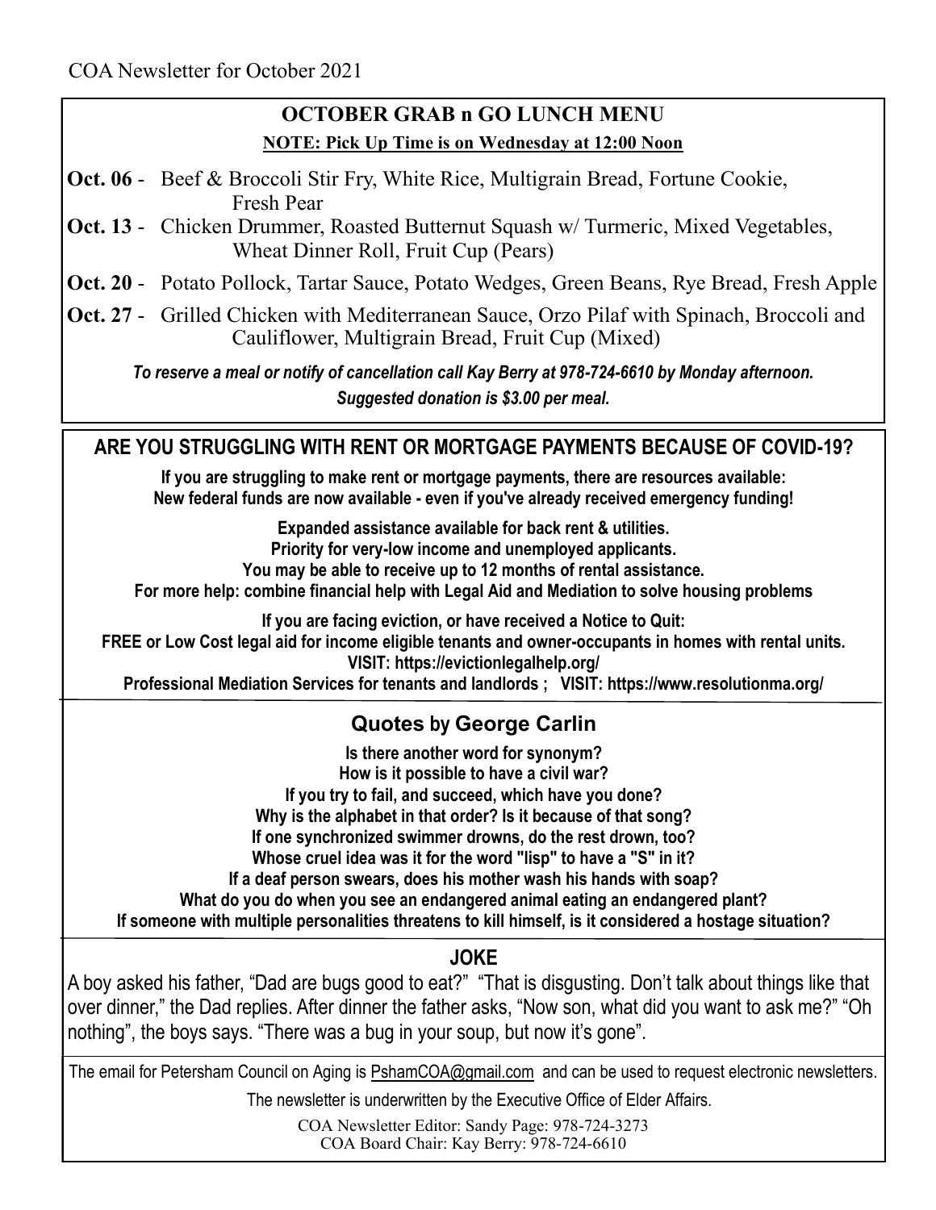COA Newsletter for October 2021

## OCTOBER GRAB n GO LUNCH MENU

**NOTE: Pick Up Time is on Wednesday at 12:00 Noon**

**Oct. 06** - Beef & Broccoli Stir Fry, White Rice, Multigrain Bread, Fortune Cookie, Fresh Pear

**Oct. 13** - Chicken Drummer, Roasted Butternut Squash w/ Turmeric, Mixed Vegetables, Wheat Dinner Roll, Fruit Cup (Pears)

**Oct. 20** - Potato Pollock, Tartar Sauce, Potato Wedges, Green Beans, Rye Bread, Fresh Apple

**Oct. 27** - Grilled Chicken with Mediterranean Sauce, Orzo Pilaf with Spinach, Broccoli and Cauliflower, Multigrain Bread, Fruit Cup (Mixed)

***To reserve a meal or notify of cancellation call Kay Berry at 978-724-6610 by Monday afternoon.***

***Suggested donation is $3.00 per meal.***

## ARE YOU STRUGGLING WITH RENT OR MORTGAGE PAYMENTS BECAUSE OF COVID-19?

**If you are struggling to make rent or mortgage payments, there are resources available:**
**New federal funds are now available - even if you've already received emergency funding!**

**Expanded assistance available for back rent & utilities.**
**Priority for very-low income and unemployed applicants.**
**You may be able to receive up to 12 months of rental assistance.**
**For more help: combine financial help with Legal Aid and Mediation to solve housing problems**

**If you are facing eviction, or have received a Notice to Quit:**
**FREE or Low Cost legal aid for income eligible tenants and owner-occupants in homes with rental units.**
**VISIT: https://evictionlegalhelp.org/**
**Professional Mediation Services for tenants and landlords ; VISIT: https://www.resolutionma.org/**

## Quotes by George Carlin

**Is there another word for synonym?**
**How is it possible to have a civil war?**
**If you try to fail, and succeed, which have you done?**
**Why is the alphabet in that order? Is it because of that song?**
**If one synchronized swimmer drowns, do the rest drown, too?**
**Whose cruel idea was it for the word "lisp" to have a "S" in it?**
**If a deaf person swears, does his mother wash his hands with soap?**
**What do you do when you see an endangered animal eating an endangered plant?**
**If someone with multiple personalities threatens to kill himself, is it considered a hostage situation?**

## JOKE

A boy asked his father, "Dad are bugs good to eat?" "That is disgusting. Don't talk about things like that over dinner," the Dad replies. After dinner the father asks, "Now son, what did you want to ask me?" "Oh nothing", the boys says. "There was a bug in your soup, but now it's gone".

The email for Petersham Council on Aging is PshamCOA@gmail.com and can be used to request electronic newsletters.

The newsletter is underwritten by the Executive Office of Elder Affairs.

COA Newsletter Editor: Sandy Page: 978-724-3273
COA Board Chair: Kay Berry: 978-724-6610